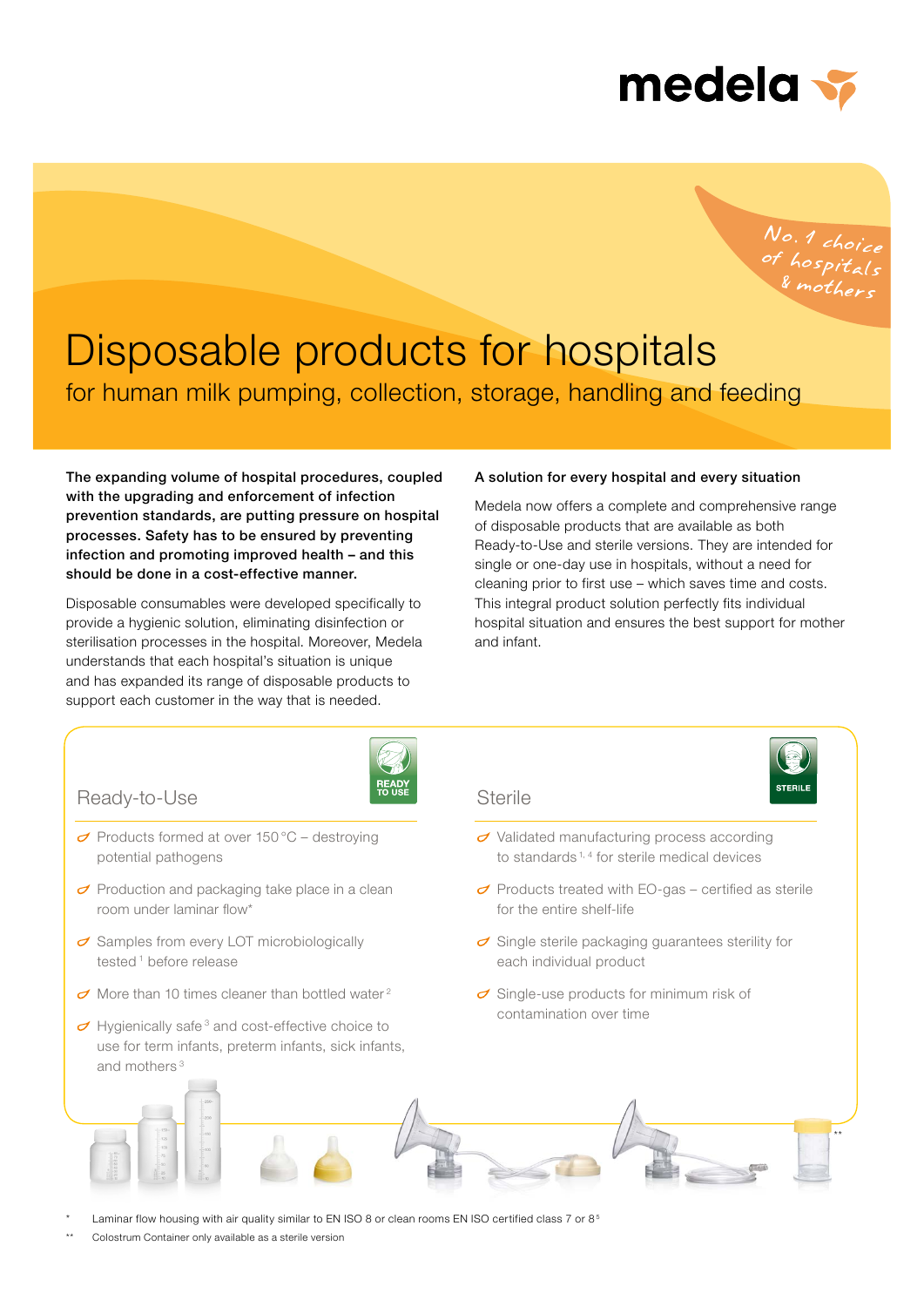medela

No. 1 choice of hospitals & mothers

# Disposable products for hospitals

## for human milk pumping, collection, storage, handling and feeding

**The expanding volume of hospital procedures, coupled with the upgrading and enforcement of infection prevention standards, are putting pressure on hospital processes. Safety has to be ensured by preventing infection and promoting improved health – and this should be done in a cost-effective manner.**

Disposable consumables were developed specifically to provide a hygienic solution, eliminating disinfection or sterilisation processes in the hospital. Moreover, Medela understands that each hospital's situation is unique and has expanded its range of disposable products to support each customer in the way that is needed.

**A solution for every hospital and every situation**

Medela now offers a complete and comprehensive range of disposable products that are available as both Ready-to-Use and sterile versions. They are intended for single or one-day use in hospitals, without a need for cleaning prior to first use – which saves time and costs. This integral product solution perfectly fits individual hospital situation and ensures the best support for mother and infant.

### Ready-to-Use

READY TO USE

- Products formed at over 150 °C – destroying potential pathogens
- Production and packaging take place in a clean room under laminar flow*
- Samples from every LOT microbiologically tested [1] before release
- More than 10 times cleaner than bottled water [2]
- Hygienically safe [3] and cost-effective choice to use for term infants, preterm infants, sick infants, and mothers [3]

### Sterile

STERILE

- Validated manufacturing process according to standards [1, 4] for sterile medical devices
- Products treated with EO-gas – certified as sterile for the entire shelf-life
- Single sterile packaging guarantees sterility for each individual product
- Single-use products for minimum risk of contamination over time

\*\*

\* Laminar flow housing with air quality similar to EN ISO 8 or clean rooms EN ISO certified class 7 or 8 [5]

\*\* Colostrum Container only available as a sterile version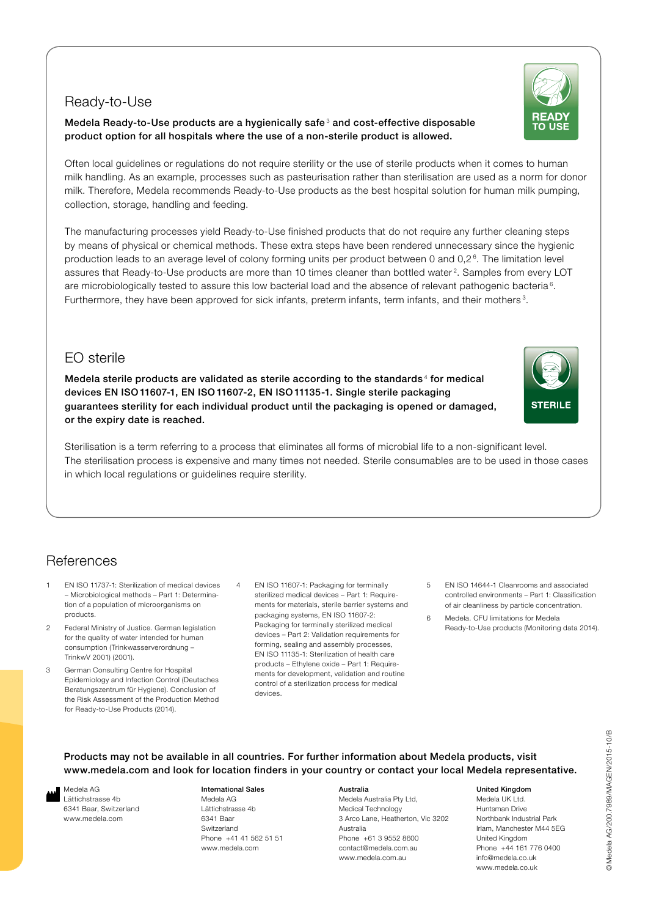## Ready-to-Use

**Medela Ready-to-Use products are a hygienically safe[3] and cost-effective disposable product option for all hospitals where the use of a non-sterile product is allowed.**

READY TO USE

Often local guidelines or regulations do not require sterility or the use of sterile products when it comes to human milk handling. As an example, processes such as pasteurisation rather than sterilisation are used as a norm for donor milk. Therefore, Medela recommends Ready-to-Use products as the best hospital solution for human milk pumping, collection, storage, handling and feeding.

The manufacturing processes yield Ready-to-Use finished products that do not require any further cleaning steps by means of physical or chemical methods. These extra steps have been rendered unnecessary since the hygienic production leads to an average level of colony forming units per product between 0 and 0,2[6]. The limitation level assures that Ready-to-Use products are more than 10 times cleaner than bottled water[2]. Samples from every LOT are microbiologically tested to assure this low bacterial load and the absence of relevant pathogenic bacteria[6]. Furthermore, they have been approved for sick infants, preterm infants, term infants, and their mothers[3].

## EO sterile

**Medela sterile products are validated as sterile according to the standards[4] for medical devices EN ISO 11607-1, EN ISO 11607-2, EN ISO 11135-1. Single sterile packaging guarantees sterility for each individual product until the packaging is opened or damaged, or the expiry date is reached.**

STERILE

Sterilisation is a term referring to a process that eliminates all forms of microbial life to a non-significant level. The sterilisation process is expensive and many times not needed. Sterile consumables are to be used in those cases in which local regulations or guidelines require sterility.

## References

1. EN ISO 11737-1: Sterilization of medical devices – Microbiological methods – Part 1: Determination of a population of microorganisms on products.
2. Federal Ministry of Justice. German legislation for the quality of water intended for human consumption (Trinkwasserverordnung – TrinkwV 2001) (2001).
3. German Consulting Centre for Hospital Epidemiology and Infection Control (Deutsches Beratungszentrum für Hygiene). Conclusion of the Risk Assessment of the Production Method for Ready-to-Use Products (2014).
4. EN ISO 11607-1: Packaging for terminally sterilized medical devices – Part 1: Requirements for materials, sterile barrier systems and packaging systems, EN ISO 11607-2: Packaging for terminally sterilized medical devices – Part 2: Validation requirements for forming, sealing and assembly processes, EN ISO 11135-1: Sterilization of health care products – Ethylene oxide – Part 1: Requirements for development, validation and routine control of a sterilization process for medical devices.
5. EN ISO 14644-1 Cleanrooms and associated controlled environments – Part 1: Classification of air cleanliness by particle concentration.
6. Medela. CFU limitations for Medela Ready-to-Use products (Monitoring data 2014).

**Products may not be available in all countries. For further information about Medela products, visit www.medela.com and look for location finders in your country or contact your local Medela representative.**

Medela AG
Lättichstrasse 4b
6341 Baar, Switzerland
www.medela.com

**International Sales**
Medela AG
Lättichstrasse 4b
6341 Baar
Switzerland
Phone +41 41 562 51 51
www.medela.com

**Australia**
Medela Australia Pty Ltd,
Medical Technology
3 Arco Lane, Heatherton, Vic 3202
Australia
Phone +61 3 9552 8600
contact@medela.com.au
www.medela.com.au

**United Kingdom**
Medela UK Ltd.
Huntsman Drive
Northbank Industrial Park
Irlam, Manchester M44 5EG
United Kingdom
Phone +44 161 776 0400
info@medela.co.uk
www.medela.co.uk

© Medela AG/200.7989/MAGEN/2015-10/B